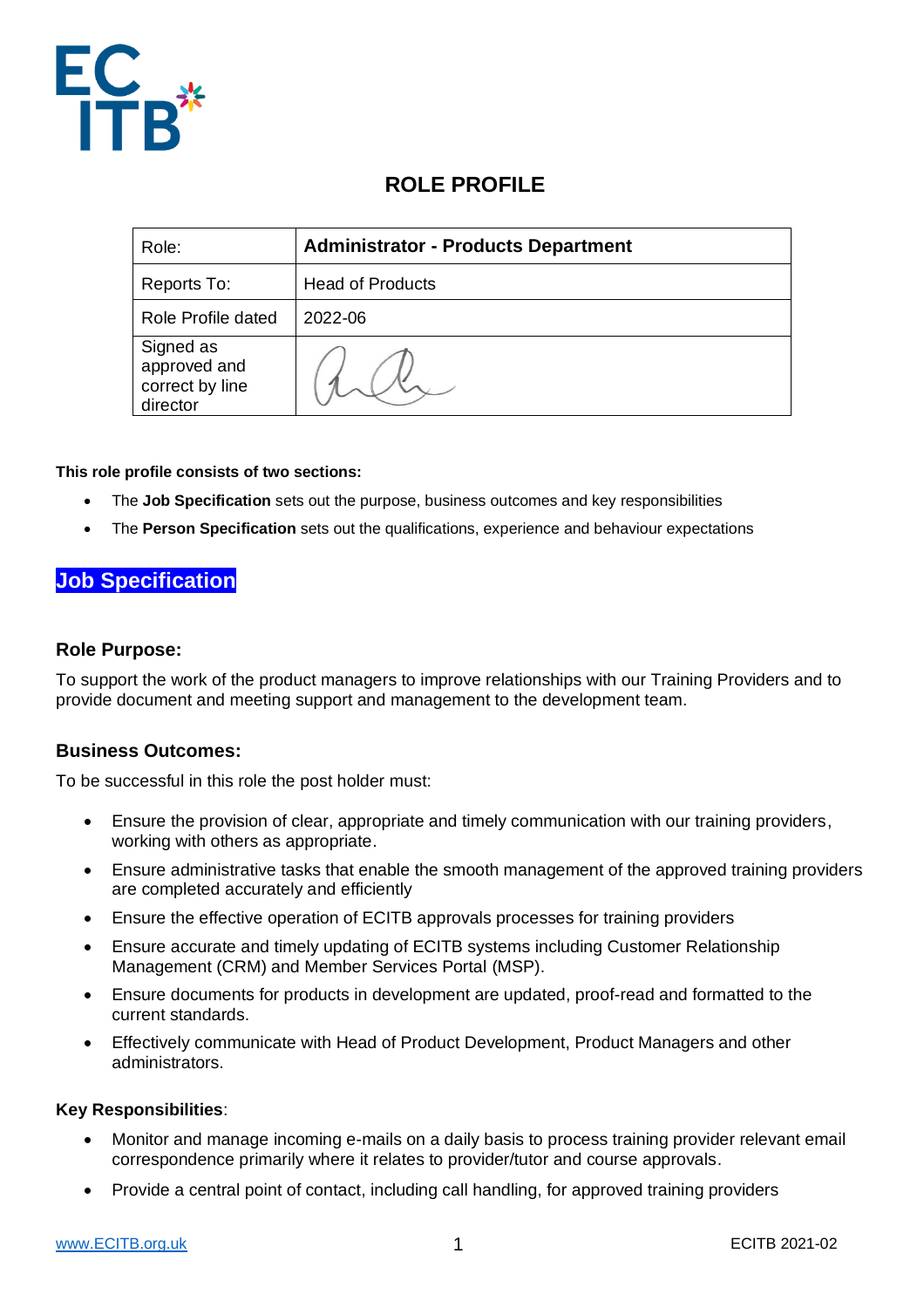# ROLE PROFILE

| Role: | **Administrator - Products Department** |
|---|---|
| Reports To: | Head of Products |
| Role Profile dated | 2022-06 |
| Signed as approved and correct by line director | |

**This role profile consists of two sections:**

- The **Job Specification** sets out the purpose, business outcomes and key responsibilities
- The **Person Specification** sets out the qualifications, experience and behaviour expectations

## Job Specification

### Role Purpose:

To support the work of the product managers to improve relationships with our Training Providers and to provide document and meeting support and management to the development team.

### Business Outcomes:

To be successful in this role the post holder must:

- Ensure the provision of clear, appropriate and timely communication with our training providers, working with others as appropriate.
- Ensure administrative tasks that enable the smooth management of the approved training providers are completed accurately and efficiently
- Ensure the effective operation of ECITB approvals processes for training providers
- Ensure accurate and timely updating of ECITB systems including Customer Relationship Management (CRM) and Member Services Portal (MSP).
- Ensure documents for products in development are updated, proof-read and formatted to the current standards.
- Effectively communicate with Head of Product Development, Product Managers and other administrators.

**Key Responsibilities**:

- Monitor and manage incoming e-mails on a daily basis to process training provider relevant email correspondence primarily where it relates to provider/tutor and course approvals.
- Provide a central point of contact, including call handling, for approved training providers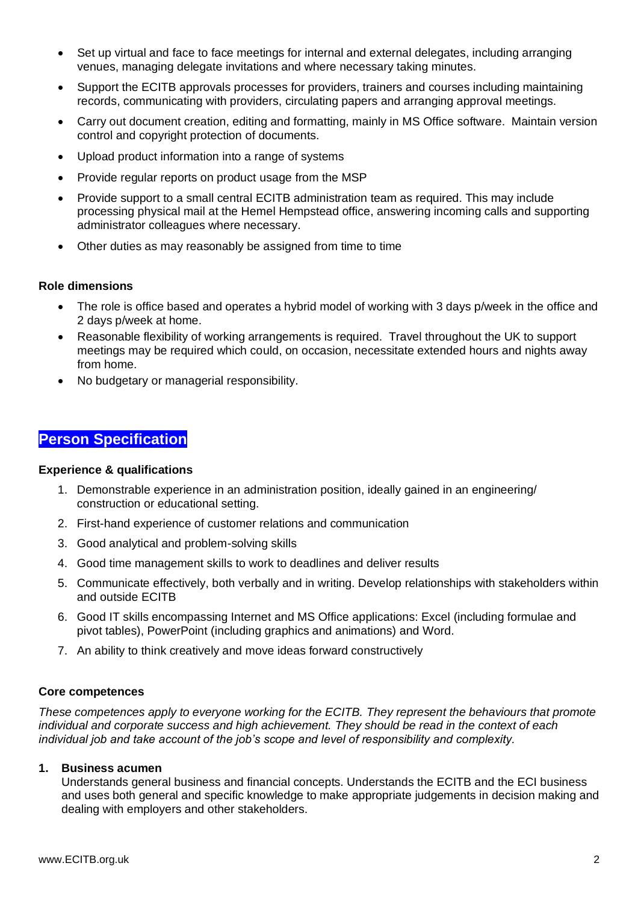- Set up virtual and face to face meetings for internal and external delegates, including arranging venues, managing delegate invitations and where necessary taking minutes.
- Support the ECITB approvals processes for providers, trainers and courses including maintaining records, communicating with providers, circulating papers and arranging approval meetings.
- Carry out document creation, editing and formatting, mainly in MS Office software. Maintain version control and copyright protection of documents.
- Upload product information into a range of systems
- Provide regular reports on product usage from the MSP
- Provide support to a small central ECITB administration team as required. This may include processing physical mail at the Hemel Hempstead office, answering incoming calls and supporting administrator colleagues where necessary.
- Other duties as may reasonably be assigned from time to time

**Role dimensions**

- The role is office based and operates a hybrid model of working with 3 days p/week in the office and 2 days p/week at home.
- Reasonable flexibility of working arrangements is required. Travel throughout the UK to support meetings may be required which could, on occasion, necessitate extended hours and nights away from home.
- No budgetary or managerial responsibility.

## Person Specification

**Experience & qualifications**

1. Demonstrable experience in an administration position, ideally gained in an engineering/ construction or educational setting.
2. First-hand experience of customer relations and communication
3. Good analytical and problem-solving skills
4. Good time management skills to work to deadlines and deliver results
5. Communicate effectively, both verbally and in writing. Develop relationships with stakeholders within and outside ECITB
6. Good IT skills encompassing Internet and MS Office applications: Excel (including formulae and pivot tables), PowerPoint (including graphics and animations) and Word.
7. An ability to think creatively and move ideas forward constructively

**Core competences**

*These competences apply to everyone working for the ECITB. They represent the behaviours that promote individual and corporate success and high achievement. They should be read in the context of each individual job and take account of the job's scope and level of responsibility and complexity.*

1. **Business acumen**
   Understands general business and financial concepts. Understands the ECITB and the ECI business and uses both general and specific knowledge to make appropriate judgements in decision making and dealing with employers and other stakeholders.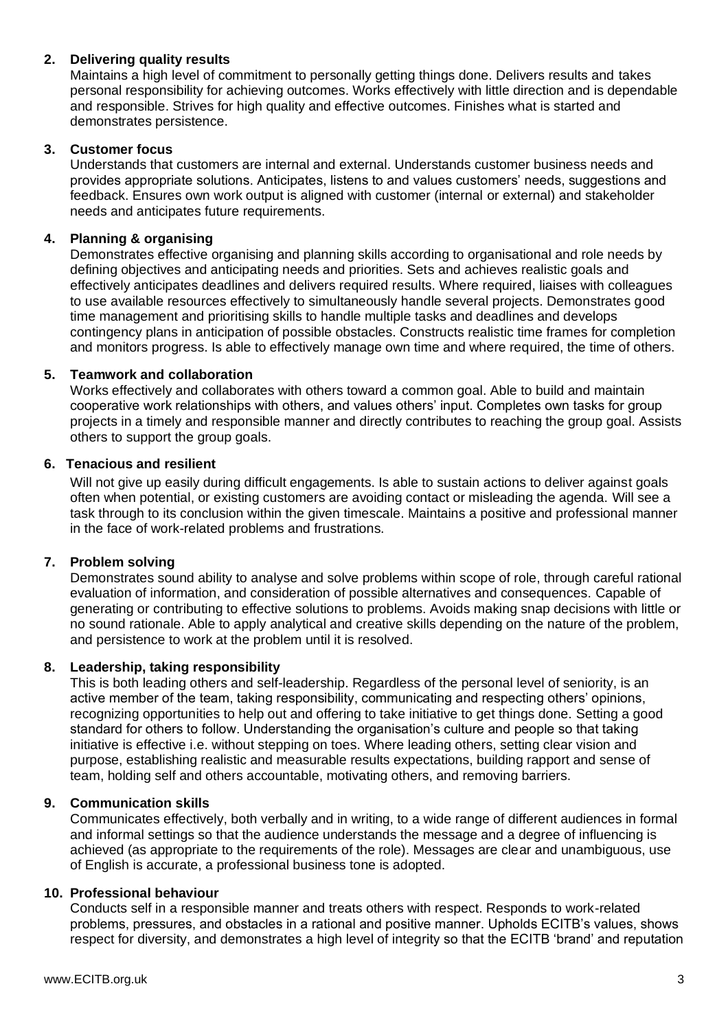**2. Delivering quality results**

Maintains a high level of commitment to personally getting things done. Delivers results and takes personal responsibility for achieving outcomes. Works effectively with little direction and is dependable and responsible. Strives for high quality and effective outcomes. Finishes what is started and demonstrates persistence.

**3. Customer focus**

Understands that customers are internal and external. Understands customer business needs and provides appropriate solutions. Anticipates, listens to and values customers' needs, suggestions and feedback. Ensures own work output is aligned with customer (internal or external) and stakeholder needs and anticipates future requirements.

**4. Planning & organising**

Demonstrates effective organising and planning skills according to organisational and role needs by defining objectives and anticipating needs and priorities. Sets and achieves realistic goals and effectively anticipates deadlines and delivers required results. Where required, liaises with colleagues to use available resources effectively to simultaneously handle several projects. Demonstrates good time management and prioritising skills to handle multiple tasks and deadlines and develops contingency plans in anticipation of possible obstacles. Constructs realistic time frames for completion and monitors progress. Is able to effectively manage own time and where required, the time of others.

**5. Teamwork and collaboration**

Works effectively and collaborates with others toward a common goal. Able to build and maintain cooperative work relationships with others, and values others' input. Completes own tasks for group projects in a timely and responsible manner and directly contributes to reaching the group goal. Assists others to support the group goals.

**6. Tenacious and resilient**

Will not give up easily during difficult engagements. Is able to sustain actions to deliver against goals often when potential, or existing customers are avoiding contact or misleading the agenda. Will see a task through to its conclusion within the given timescale. Maintains a positive and professional manner in the face of work-related problems and frustrations.

**7. Problem solving**

Demonstrates sound ability to analyse and solve problems within scope of role, through careful rational evaluation of information, and consideration of possible alternatives and consequences. Capable of generating or contributing to effective solutions to problems. Avoids making snap decisions with little or no sound rationale. Able to apply analytical and creative skills depending on the nature of the problem, and persistence to work at the problem until it is resolved.

**8. Leadership, taking responsibility**

This is both leading others and self-leadership. Regardless of the personal level of seniority, is an active member of the team, taking responsibility, communicating and respecting others' opinions, recognizing opportunities to help out and offering to take initiative to get things done. Setting a good standard for others to follow. Understanding the organisation's culture and people so that taking initiative is effective i.e. without stepping on toes. Where leading others, setting clear vision and purpose, establishing realistic and measurable results expectations, building rapport and sense of team, holding self and others accountable, motivating others, and removing barriers.

**9. Communication skills**

Communicates effectively, both verbally and in writing, to a wide range of different audiences in formal and informal settings so that the audience understands the message and a degree of influencing is achieved (as appropriate to the requirements of the role). Messages are clear and unambiguous, use of English is accurate, a professional business tone is adopted.

**10. Professional behaviour**

Conducts self in a responsible manner and treats others with respect. Responds to work-related problems, pressures, and obstacles in a rational and positive manner. Upholds ECITB's values, shows respect for diversity, and demonstrates a high level of integrity so that the ECITB 'brand' and reputation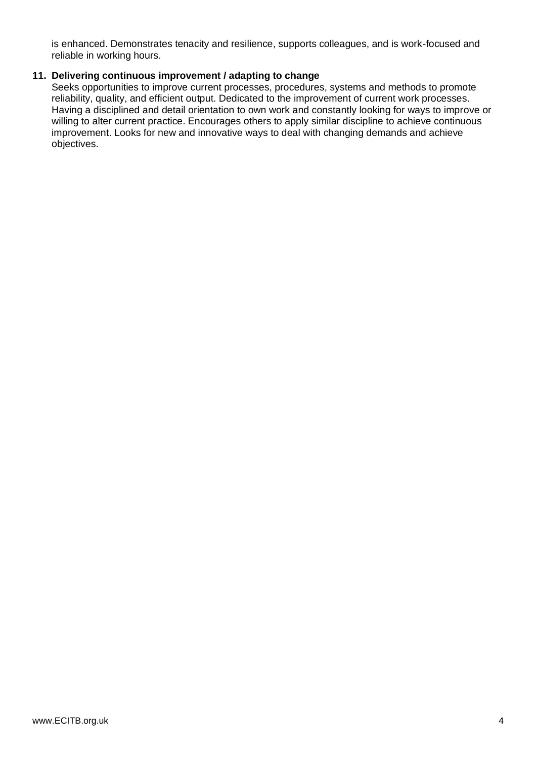is enhanced. Demonstrates tenacity and resilience, supports colleagues, and is work-focused and reliable in working hours.

**11. Delivering continuous improvement / adapting to change**

Seeks opportunities to improve current processes, procedures, systems and methods to promote reliability, quality, and efficient output. Dedicated to the improvement of current work processes. Having a disciplined and detail orientation to own work and constantly looking for ways to improve or willing to alter current practice. Encourages others to apply similar discipline to achieve continuous improvement. Looks for new and innovative ways to deal with changing demands and achieve objectives.